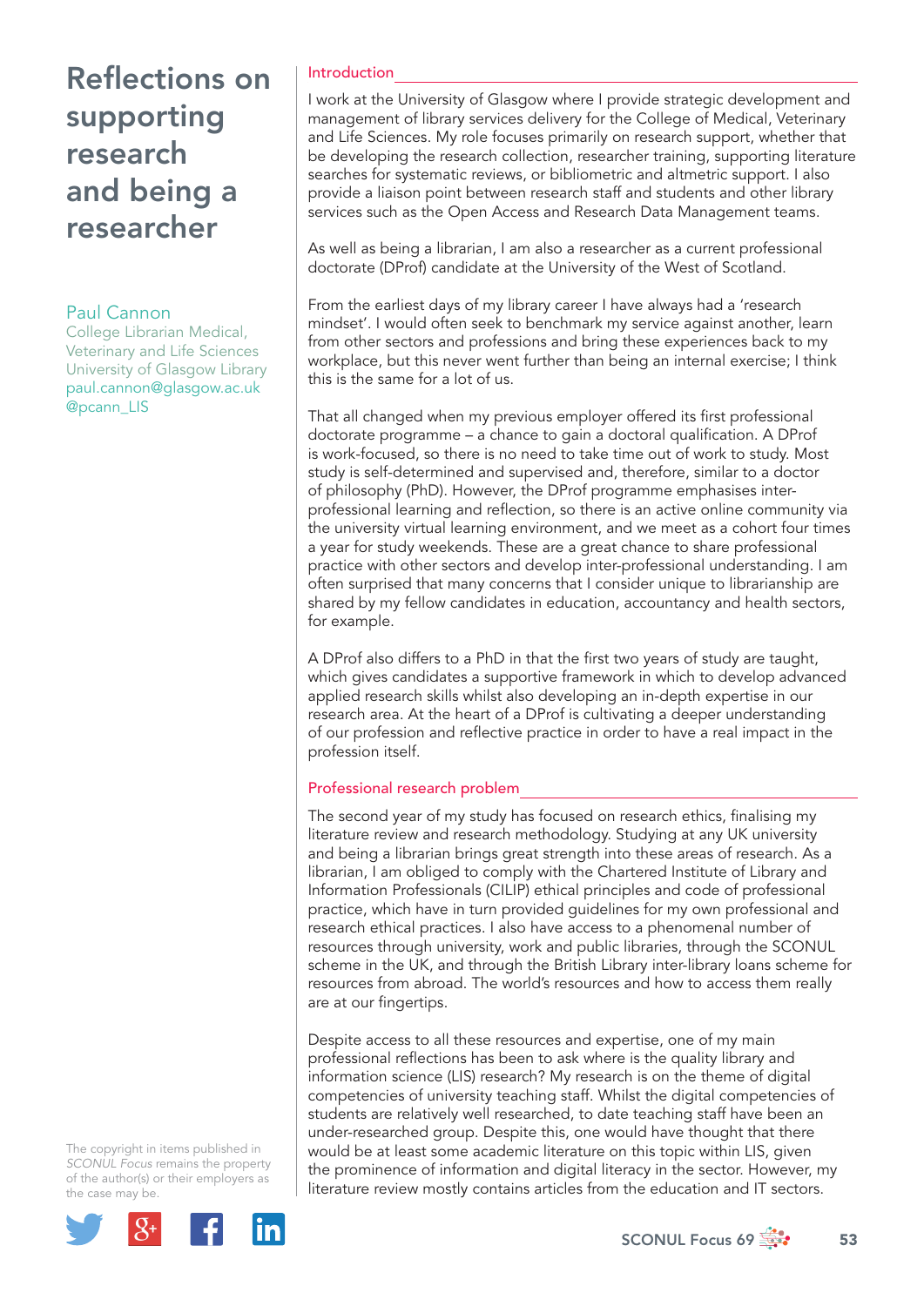# Reflections on supporting research and being a researcher

Paul Cannon
College Librarian Medical, Veterinary and Life Sciences
University of Glasgow Library
paul.cannon@glasgow.ac.uk
@pcann_LIS

## Introduction

I work at the University of Glasgow where I provide strategic development and management of library services delivery for the College of Medical, Veterinary and Life Sciences. My role focuses primarily on research support, whether that be developing the research collection, researcher training, supporting literature searches for systematic reviews, or bibliometric and altmetric support. I also provide a liaison point between research staff and students and other library services such as the Open Access and Research Data Management teams.

As well as being a librarian, I am also a researcher as a current professional doctorate (DProf) candidate at the University of the West of Scotland.

From the earliest days of my library career I have always had a 'research mindset'. I would often seek to benchmark my service against another, learn from other sectors and professions and bring these experiences back to my workplace, but this never went further than being an internal exercise; I think this is the same for a lot of us.

That all changed when my previous employer offered its first professional doctorate programme – a chance to gain a doctoral qualification. A DProf is work-focused, so there is no need to take time out of work to study. Most study is self-determined and supervised and, therefore, similar to a doctor of philosophy (PhD). However, the DProf programme emphasises inter-professional learning and reflection, so there is an active online community via the university virtual learning environment, and we meet as a cohort four times a year for study weekends. These are a great chance to share professional practice with other sectors and develop inter-professional understanding. I am often surprised that many concerns that I consider unique to librarianship are shared by my fellow candidates in education, accountancy and health sectors, for example.

A DProf also differs to a PhD in that the first two years of study are taught, which gives candidates a supportive framework in which to develop advanced applied research skills whilst also developing an in-depth expertise in our research area. At the heart of a DProf is cultivating a deeper understanding of our profession and reflective practice in order to have a real impact in the profession itself.

## Professional research problem

The second year of my study has focused on research ethics, finalising my literature review and research methodology. Studying at any UK university and being a librarian brings great strength into these areas of research. As a librarian, I am obliged to comply with the Chartered Institute of Library and Information Professionals (CILIP) ethical principles and code of professional practice, which have in turn provided guidelines for my own professional and research ethical practices. I also have access to a phenomenal number of resources through university, work and public libraries, through the SCONUL scheme in the UK, and through the British Library inter-library loans scheme for resources from abroad. The world's resources and how to access them really are at our fingertips.

Despite access to all these resources and expertise, one of my main professional reflections has been to ask where is the quality library and information science (LIS) research? My research is on the theme of digital competencies of university teaching staff. Whilst the digital competencies of students are relatively well researched, to date teaching staff have been an under-researched group. Despite this, one would have thought that there would be at least some academic literature on this topic within LIS, given the prominence of information and digital literacy in the sector. However, my literature review mostly contains articles from the education and IT sectors.

The copyright in items published in *SCONUL Focus* remains the property of the author(s) or their employers as the case may be.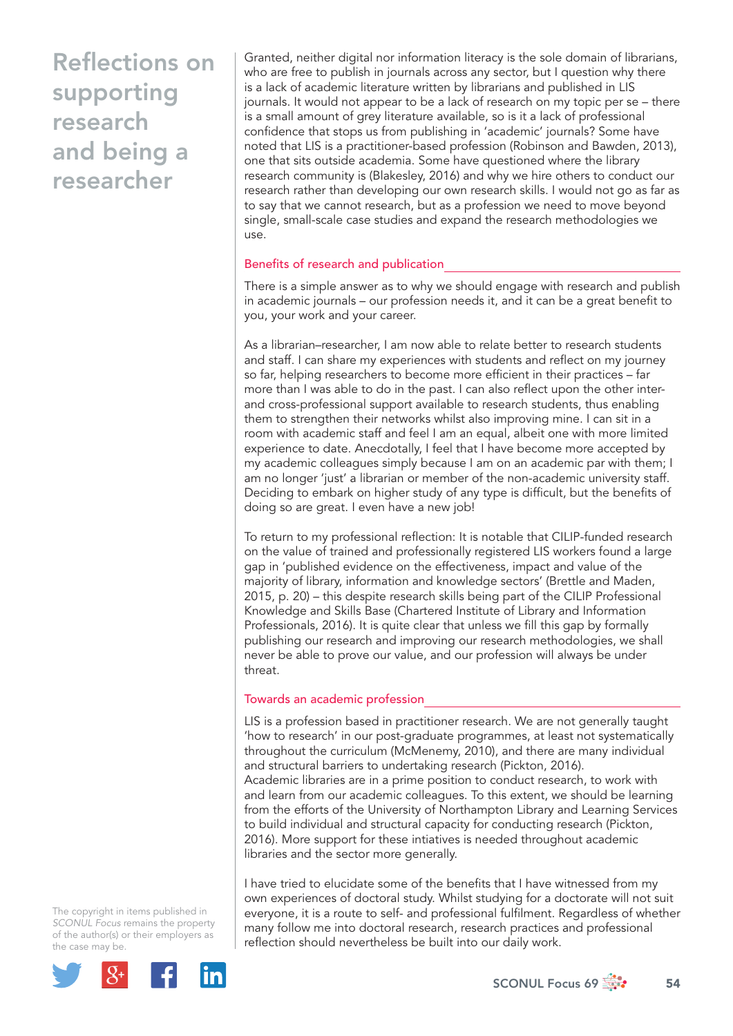Granted, neither digital nor information literacy is the sole domain of librarians, who are free to publish in journals across any sector, but I question why there is a lack of academic literature written by librarians and published in LIS journals. It would not appear to be a lack of research on my topic per se – there is a small amount of grey literature available, so is it a lack of professional confidence that stops us from publishing in 'academic' journals? Some have noted that LIS is a practitioner-based profession (Robinson and Bawden, 2013), one that sits outside academia. Some have questioned where the library research community is (Blakesley, 2016) and why we hire others to conduct our research rather than developing our own research skills. I would not go as far as to say that we cannot research, but as a profession we need to move beyond single, small-scale case studies and expand the research methodologies we use.

## Benefits of research and publication

There is a simple answer as to why we should engage with research and publish in academic journals – our profession needs it, and it can be a great benefit to you, your work and your career.

As a librarian–researcher, I am now able to relate better to research students and staff. I can share my experiences with students and reflect on my journey so far, helping researchers to become more efficient in their practices – far more than I was able to do in the past. I can also reflect upon the other inter- and cross-professional support available to research students, thus enabling them to strengthen their networks whilst also improving mine. I can sit in a room with academic staff and feel I am an equal, albeit one with more limited experience to date. Anecdotally, I feel that I have become more accepted by my academic colleagues simply because I am on an academic par with them; I am no longer 'just' a librarian or member of the non-academic university staff. Deciding to embark on higher study of any type is difficult, but the benefits of doing so are great. I even have a new job!

To return to my professional reflection: It is notable that CILIP-funded research on the value of trained and professionally registered LIS workers found a large gap in 'published evidence on the effectiveness, impact and value of the majority of library, information and knowledge sectors' (Brettle and Maden, 2015, p. 20) – this despite research skills being part of the CILIP Professional Knowledge and Skills Base (Chartered Institute of Library and Information Professionals, 2016). It is quite clear that unless we fill this gap by formally publishing our research and improving our research methodologies, we shall never be able to prove our value, and our profession will always be under threat.

## Towards an academic profession

LIS is a profession based in practitioner research. We are not generally taught 'how to research' in our post-graduate programmes, at least not systematically throughout the curriculum (McMenemy, 2010), and there are many individual and structural barriers to undertaking research (Pickton, 2016).
Academic libraries are in a prime position to conduct research, to work with and learn from our academic colleagues. To this extent, we should be learning from the efforts of the University of Northampton Library and Learning Services to build individual and structural capacity for conducting research (Pickton, 2016). More support for these intiatives is needed throughout academic libraries and the sector more generally.

I have tried to elucidate some of the benefits that I have witnessed from my own experiences of doctoral study. Whilst studying for a doctorate will not suit everyone, it is a route to self- and professional fulfilment. Regardless of whether many follow me into doctoral research, research practices and professional reflection should nevertheless be built into our daily work.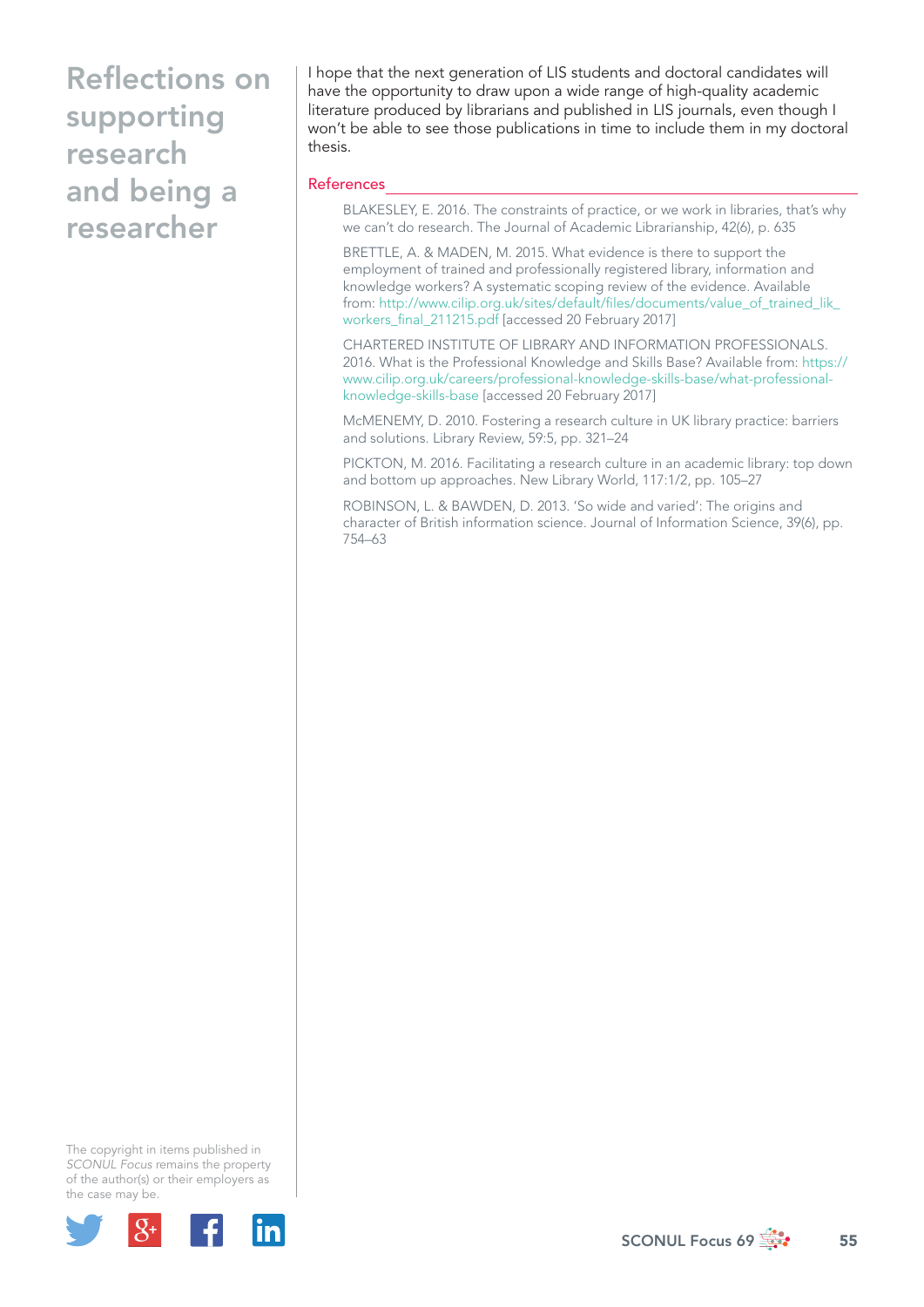I hope that the next generation of LIS students and doctoral candidates will have the opportunity to draw upon a wide range of high-quality academic literature produced by librarians and published in LIS journals, even though I won't be able to see those publications in time to include them in my doctoral thesis.

## References

BLAKESLEY, E. 2016. The constraints of practice, or we work in libraries, that's why we can't do research. The Journal of Academic Librarianship, 42(6), p. 635

BRETTLE, A. & MADEN, M. 2015. What evidence is there to support the employment of trained and professionally registered library, information and knowledge workers? A systematic scoping review of the evidence. Available from: http://www.cilip.org.uk/sites/default/files/documents/value_of_trained_lik_workers_final_211215.pdf [accessed 20 February 2017]

CHARTERED INSTITUTE OF LIBRARY AND INFORMATION PROFESSIONALS. 2016. What is the Professional Knowledge and Skills Base? Available from: https://www.cilip.org.uk/careers/professional-knowledge-skills-base/what-professional-knowledge-skills-base [accessed 20 February 2017]

McMENEMY, D. 2010. Fostering a research culture in UK library practice: barriers and solutions. Library Review, 59:5, pp. 321–24

PICKTON, M. 2016. Facilitating a research culture in an academic library: top down and bottom up approaches. New Library World, 117:1/2, pp. 105–27

ROBINSON, L. & BAWDEN, D. 2013. 'So wide and varied': The origins and character of British information science. Journal of Information Science, 39(6), pp. 754–63

The copyright in items published in *SCONUL Focus* remains the property of the author(s) or their employers as the case may be.